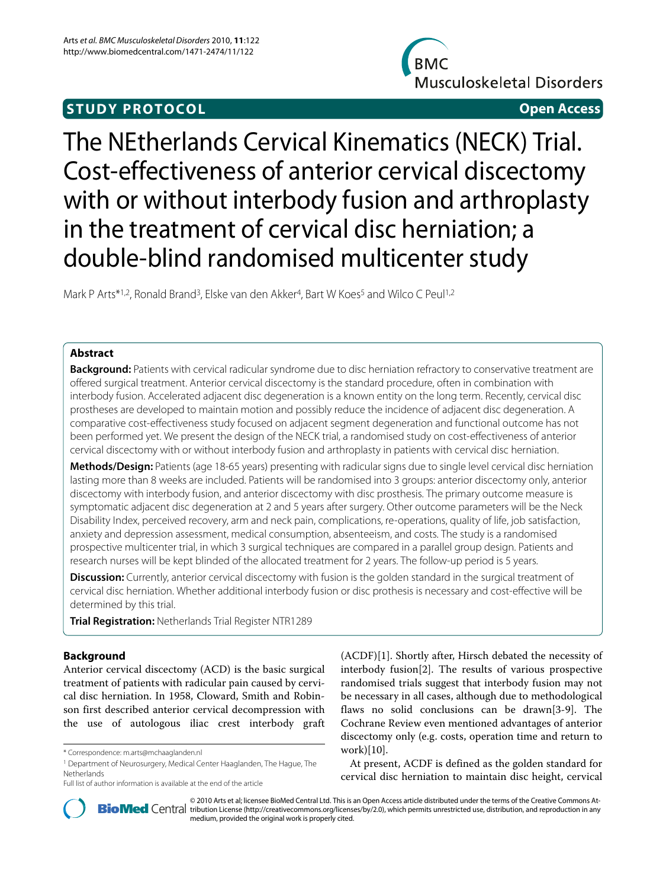**STUDY PROTOCOL** **Open Access**

# The NEtherlands Cervical Kinematics (NECK) Trial. Cost-effectiveness of anterior cervical discectomy with or without interbody fusion and arthroplasty in the treatment of cervical disc herniation; a double-blind randomised multicenter study

Mark P Arts*[1,2], Ronald Brand[3], Elske van den Akker[4], Bart W Koes[5] and Wilco C Peul[1,2]

## Abstract

**Background:** Patients with cervical radicular syndrome due to disc herniation refractory to conservative treatment are offered surgical treatment. Anterior cervical discectomy is the standard procedure, often in combination with interbody fusion. Accelerated adjacent disc degeneration is a known entity on the long term. Recently, cervical disc prostheses are developed to maintain motion and possibly reduce the incidence of adjacent disc degeneration. A comparative cost-effectiveness study focused on adjacent segment degeneration and functional outcome has not been performed yet. We present the design of the NECK trial, a randomised study on cost-effectiveness of anterior cervical discectomy with or without interbody fusion and arthroplasty in patients with cervical disc herniation.

**Methods/Design:** Patients (age 18-65 years) presenting with radicular signs due to single level cervical disc herniation lasting more than 8 weeks are included. Patients will be randomised into 3 groups: anterior discectomy only, anterior discectomy with interbody fusion, and anterior discectomy with disc prosthesis. The primary outcome measure is symptomatic adjacent disc degeneration at 2 and 5 years after surgery. Other outcome parameters will be the Neck Disability Index, perceived recovery, arm and neck pain, complications, re-operations, quality of life, job satisfaction, anxiety and depression assessment, medical consumption, absenteeism, and costs. The study is a randomised prospective multicenter trial, in which 3 surgical techniques are compared in a parallel group design. Patients and research nurses will be kept blinded of the allocated treatment for 2 years. The follow-up period is 5 years.

**Discussion:** Currently, anterior cervical discectomy with fusion is the golden standard in the surgical treatment of cervical disc herniation. Whether additional interbody fusion or disc prothesis is necessary and cost-effective will be determined by this trial.

**Trial Registration:** Netherlands Trial Register NTR1289

## Background

Anterior cervical discectomy (ACD) is the basic surgical treatment of patients with radicular pain caused by cervical disc herniation. In 1958, Cloward, Smith and Robinson first described anterior cervical decompression with the use of autologous iliac crest interbody graft (ACDF)[1]. Shortly after, Hirsch debated the necessity of interbody fusion[2]. The results of various prospective randomised trials suggest that interbody fusion may not be necessary in all cases, although due to methodological flaws no solid conclusions can be drawn[3-9]. The Cochrane Review even mentioned advantages of anterior discectomy only (e.g. costs, operation time and return to work)[10].

At present, ACDF is defined as the golden standard for cervical disc herniation to maintain disc height, cervical

\* Correspondence: m.arts@mchaaglanden.nl

[1] Department of Neurosurgery, Medical Center Haaglanden, The Hague, The Netherlands

Full list of author information is available at the end of the article

© 2010 Arts et al; licensee BioMed Central Ltd. This is an Open Access article distributed under the terms of the Creative Commons Attribution License (http://creativecommons.org/licenses/by/2.0), which permits unrestricted use, distribution, and reproduction in any medium, provided the original work is properly cited.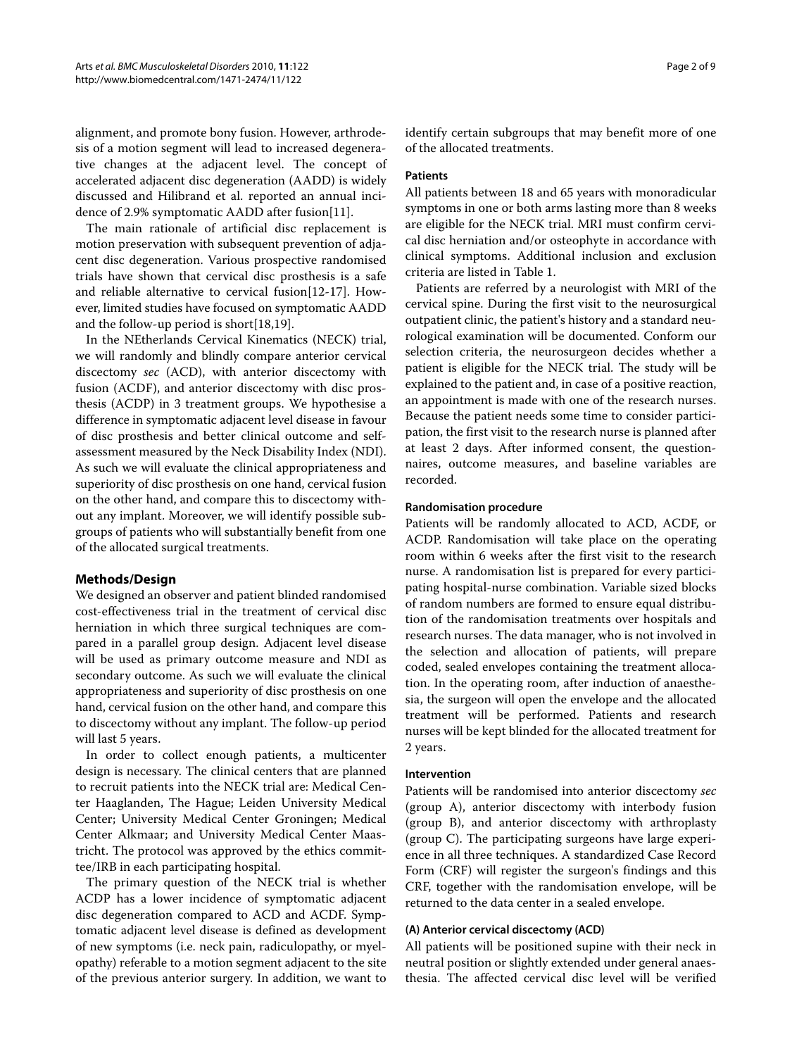alignment, and promote bony fusion. However, arthrodesis of a motion segment will lead to increased degenerative changes at the adjacent level. The concept of accelerated adjacent disc degeneration (AADD) is widely discussed and Hilibrand et al. reported an annual incidence of 2.9% symptomatic AADD after fusion[11].

The main rationale of artificial disc replacement is motion preservation with subsequent prevention of adjacent disc degeneration. Various prospective randomised trials have shown that cervical disc prosthesis is a safe and reliable alternative to cervical fusion[12-17]. However, limited studies have focused on symptomatic AADD and the follow-up period is short[18,19].

In the NEtherlands Cervical Kinematics (NECK) trial, we will randomly and blindly compare anterior cervical discectomy *sec* (ACD), with anterior discectomy with fusion (ACDF), and anterior discectomy with disc prosthesis (ACDP) in 3 treatment groups. We hypothesise a difference in symptomatic adjacent level disease in favour of disc prosthesis and better clinical outcome and self-assessment measured by the Neck Disability Index (NDI). As such we will evaluate the clinical appropriateness and superiority of disc prosthesis on one hand, cervical fusion on the other hand, and compare this to discectomy without any implant. Moreover, we will identify possible subgroups of patients who will substantially benefit from one of the allocated surgical treatments.

## Methods/Design

We designed an observer and patient blinded randomised cost-effectiveness trial in the treatment of cervical disc herniation in which three surgical techniques are compared in a parallel group design. Adjacent level disease will be used as primary outcome measure and NDI as secondary outcome. As such we will evaluate the clinical appropriateness and superiority of disc prosthesis on one hand, cervical fusion on the other hand, and compare this to discectomy without any implant. The follow-up period will last 5 years.

In order to collect enough patients, a multicenter design is necessary. The clinical centers that are planned to recruit patients into the NECK trial are: Medical Center Haaglanden, The Hague; Leiden University Medical Center; University Medical Center Groningen; Medical Center Alkmaar; and University Medical Center Maastricht. The protocol was approved by the ethics committee/IRB in each participating hospital.

The primary question of the NECK trial is whether ACDP has a lower incidence of symptomatic adjacent disc degeneration compared to ACD and ACDF. Symptomatic adjacent level disease is defined as development of new symptoms (i.e. neck pain, radiculopathy, or myelopathy) referable to a motion segment adjacent to the site of the previous anterior surgery. In addition, we want to identify certain subgroups that may benefit more of one of the allocated treatments.

### Patients

All patients between 18 and 65 years with monoradicular symptoms in one or both arms lasting more than 8 weeks are eligible for the NECK trial. MRI must confirm cervical disc herniation and/or osteophyte in accordance with clinical symptoms. Additional inclusion and exclusion criteria are listed in Table 1.

Patients are referred by a neurologist with MRI of the cervical spine. During the first visit to the neurosurgical outpatient clinic, the patient's history and a standard neurological examination will be documented. Conform our selection criteria, the neurosurgeon decides whether a patient is eligible for the NECK trial. The study will be explained to the patient and, in case of a positive reaction, an appointment is made with one of the research nurses. Because the patient needs some time to consider participation, the first visit to the research nurse is planned after at least 2 days. After informed consent, the questionnaires, outcome measures, and baseline variables are recorded.

### Randomisation procedure

Patients will be randomly allocated to ACD, ACDF, or ACDP. Randomisation will take place on the operating room within 6 weeks after the first visit to the research nurse. A randomisation list is prepared for every participating hospital-nurse combination. Variable sized blocks of random numbers are formed to ensure equal distribution of the randomisation treatments over hospitals and research nurses. The data manager, who is not involved in the selection and allocation of patients, will prepare coded, sealed envelopes containing the treatment allocation. In the operating room, after induction of anaesthesia, the surgeon will open the envelope and the allocated treatment will be performed. Patients and research nurses will be kept blinded for the allocated treatment for 2 years.

### Intervention

Patients will be randomised into anterior discectomy *sec* (group A), anterior discectomy with interbody fusion (group B), and anterior discectomy with arthroplasty (group C). The participating surgeons have large experience in all three techniques. A standardized Case Record Form (CRF) will register the surgeon's findings and this CRF, together with the randomisation envelope, will be returned to the data center in a sealed envelope.

#### (A) Anterior cervical discectomy (ACD)

All patients will be positioned supine with their neck in neutral position or slightly extended under general anaesthesia. The affected cervical disc level will be verified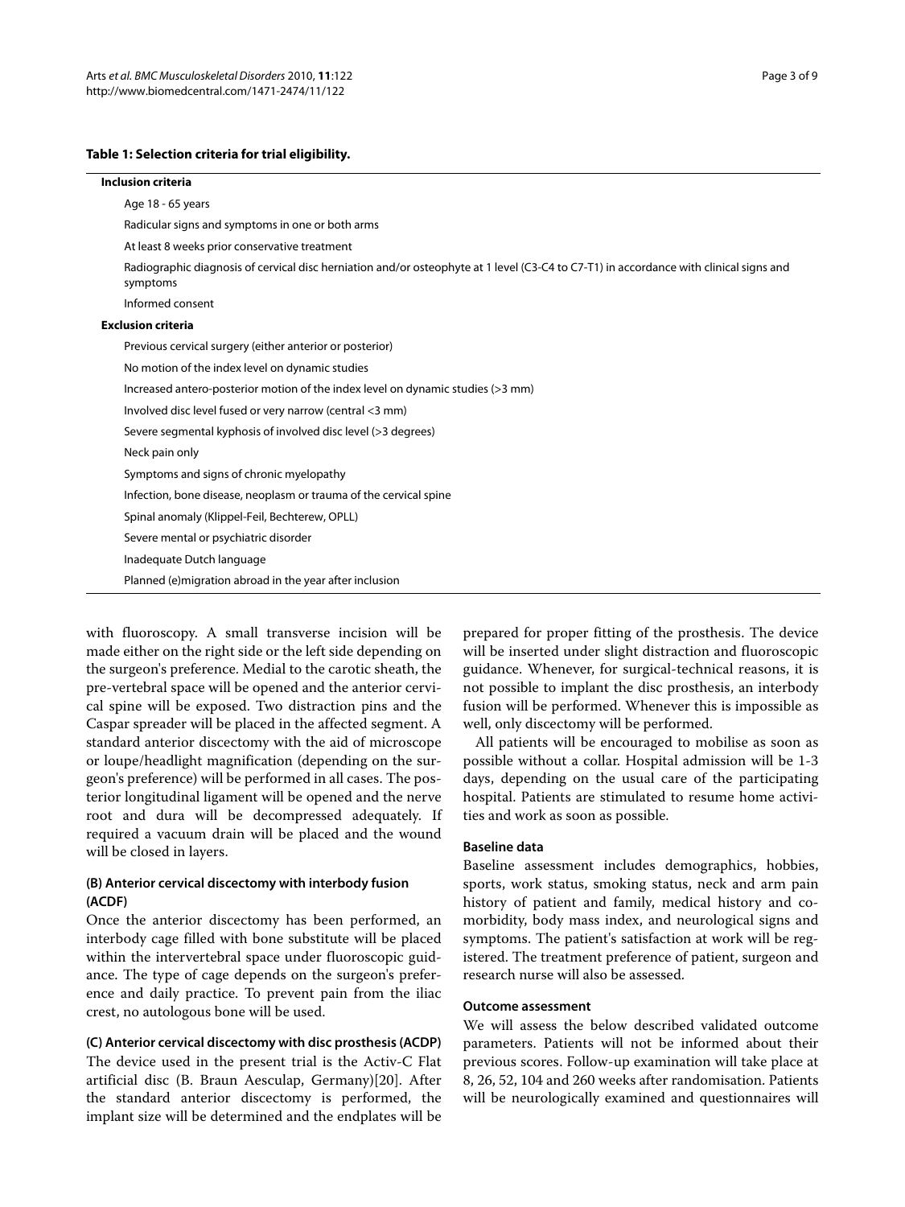**Table 1: Selection criteria for trial eligibility.**

| | |
|---|---|
| **Inclusion criteria** | |
| | Age 18 - 65 years |
| | Radicular signs and symptoms in one or both arms |
| | At least 8 weeks prior conservative treatment |
| | Radiographic diagnosis of cervical disc herniation and/or osteophyte at 1 level (C3-C4 to C7-T1) in accordance with clinical signs and symptoms |
| | Informed consent |
| **Exclusion criteria** | |
| | Previous cervical surgery (either anterior or posterior) |
| | No motion of the index level on dynamic studies |
| | Increased antero-posterior motion of the index level on dynamic studies (>3 mm) |
| | Involved disc level fused or very narrow (central <3 mm) |
| | Severe segmental kyphosis of involved disc level (>3 degrees) |
| | Neck pain only |
| | Symptoms and signs of chronic myelopathy |
| | Infection, bone disease, neoplasm or trauma of the cervical spine |
| | Spinal anomaly (Klippel-Feil, Bechterew, OPLL) |
| | Severe mental or psychiatric disorder |
| | Inadequate Dutch language |
| | Planned (e)migration abroad in the year after inclusion |

with fluoroscopy. A small transverse incision will be made either on the right side or the left side depending on the surgeon's preference. Medial to the carotic sheath, the pre-vertebral space will be opened and the anterior cervical spine will be exposed. Two distraction pins and the Caspar spreader will be placed in the affected segment. A standard anterior discectomy with the aid of microscope or loupe/headlight magnification (depending on the surgeon's preference) will be performed in all cases. The posterior longitudinal ligament will be opened and the nerve root and dura will be decompressed adequately. If required a vacuum drain will be placed and the wound will be closed in layers.

### (B) Anterior cervical discectomy with interbody fusion (ACDF)

Once the anterior discectomy has been performed, an interbody cage filled with bone substitute will be placed within the intervertebral space under fluoroscopic guidance. The type of cage depends on the surgeon's preference and daily practice. To prevent pain from the iliac crest, no autologous bone will be used.

### (C) Anterior cervical discectomy with disc prosthesis (ACDP)

The device used in the present trial is the Activ-C Flat artificial disc (B. Braun Aesculap, Germany)[20]. After the standard anterior discectomy is performed, the implant size will be determined and the endplates will be prepared for proper fitting of the prosthesis. The device will be inserted under slight distraction and fluoroscopic guidance. Whenever, for surgical-technical reasons, it is not possible to implant the disc prosthesis, an interbody fusion will be performed. Whenever this is impossible as well, only discectomy will be performed.

All patients will be encouraged to mobilise as soon as possible without a collar. Hospital admission will be 1-3 days, depending on the usual care of the participating hospital. Patients are stimulated to resume home activities and work as soon as possible.

### Baseline data

Baseline assessment includes demographics, hobbies, sports, work status, smoking status, neck and arm pain history of patient and family, medical history and comorbidity, body mass index, and neurological signs and symptoms. The patient's satisfaction at work will be registered. The treatment preference of patient, surgeon and research nurse will also be assessed.

### Outcome assessment

We will assess the below described validated outcome parameters. Patients will not be informed about their previous scores. Follow-up examination will take place at 8, 26, 52, 104 and 260 weeks after randomisation. Patients will be neurologically examined and questionnaires will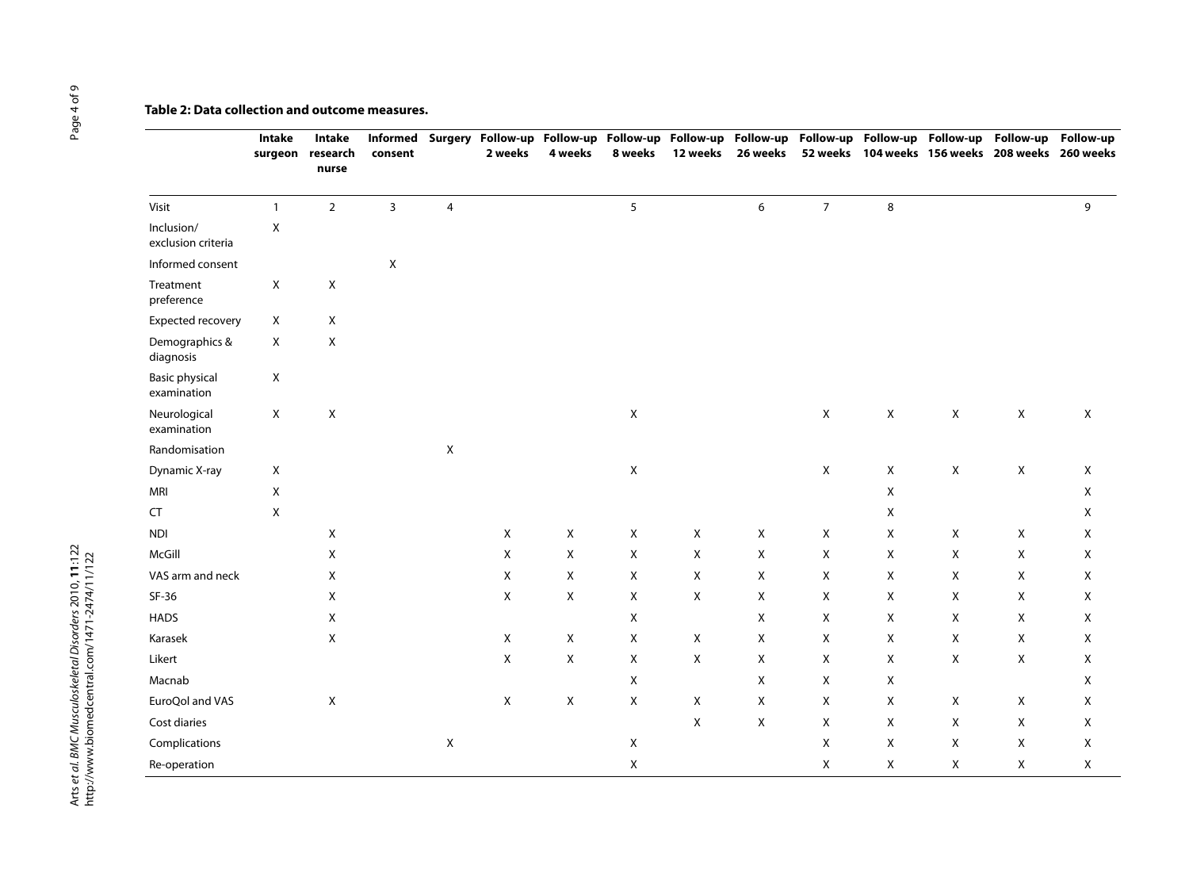**Table 2: Data collection and outcome measures.**

| | Intake surgeon | Intake research nurse | Informed consent | Surgery | Follow-up 2 weeks | Follow-up 4 weeks | Follow-up 8 weeks | Follow-up 12 weeks | Follow-up 26 weeks | Follow-up 52 weeks | Follow-up 104 weeks | Follow-up 156 weeks | Follow-up 208 weeks | Follow-up 260 weeks |
|---|---|---|---|---|---|---|---|---|---|---|---|---|---|---|
| Visit | 1 | 2 | 3 | 4 | | | 5 | | 6 | 7 | 8 | | | 9 |
| Inclusion/ exclusion criteria | X | | | | | | | | | | | | | |
| Informed consent | | | X | | | | | | | | | | | |
| Treatment preference | X | X | | | | | | | | | | | | |
| Expected recovery | X | X | | | | | | | | | | | | |
| Demographics & diagnosis | X | X | | | | | | | | | | | | |
| Basic physical examination | X | | | | | | | | | | | | | |
| Neurological examination | X | X | | | | | X | | | X | X | X | X | X |
| Randomisation | | | | X | | | | | | | | | | |
| Dynamic X-ray | X | | | | | | X | | | X | X | X | X | X |
| MRI | X | | | | | | | | | | X | | | X |
| CT | X | | | | | | | | | | X | | | X |
| NDI | | X | | | X | X | X | X | X | X | X | X | X | X |
| McGill | | X | | | X | X | X | X | X | X | X | X | X | X |
| VAS arm and neck | | X | | | X | X | X | X | X | X | X | X | X | X |
| SF-36 | | X | | | X | X | X | X | X | X | X | X | X | X |
| HADS | | X | | | | | X | | X | X | X | X | X | X |
| Karasek | | X | | | X | X | X | X | X | X | X | X | X | X |
| Likert | | | | | X | X | X | X | X | X | X | X | X | X |
| Macnab | | | | | | | X | | X | X | X | | | X |
| EuroQol and VAS | | X | | | X | X | X | X | X | X | X | X | X | X |
| Cost diaries | | | | | | | | X | X | X | X | X | X | X |
| Complications | | | | X | | | X | | | X | X | X | X | X |
| Re-operation | | | | | | | X | | | X | X | X | X | X |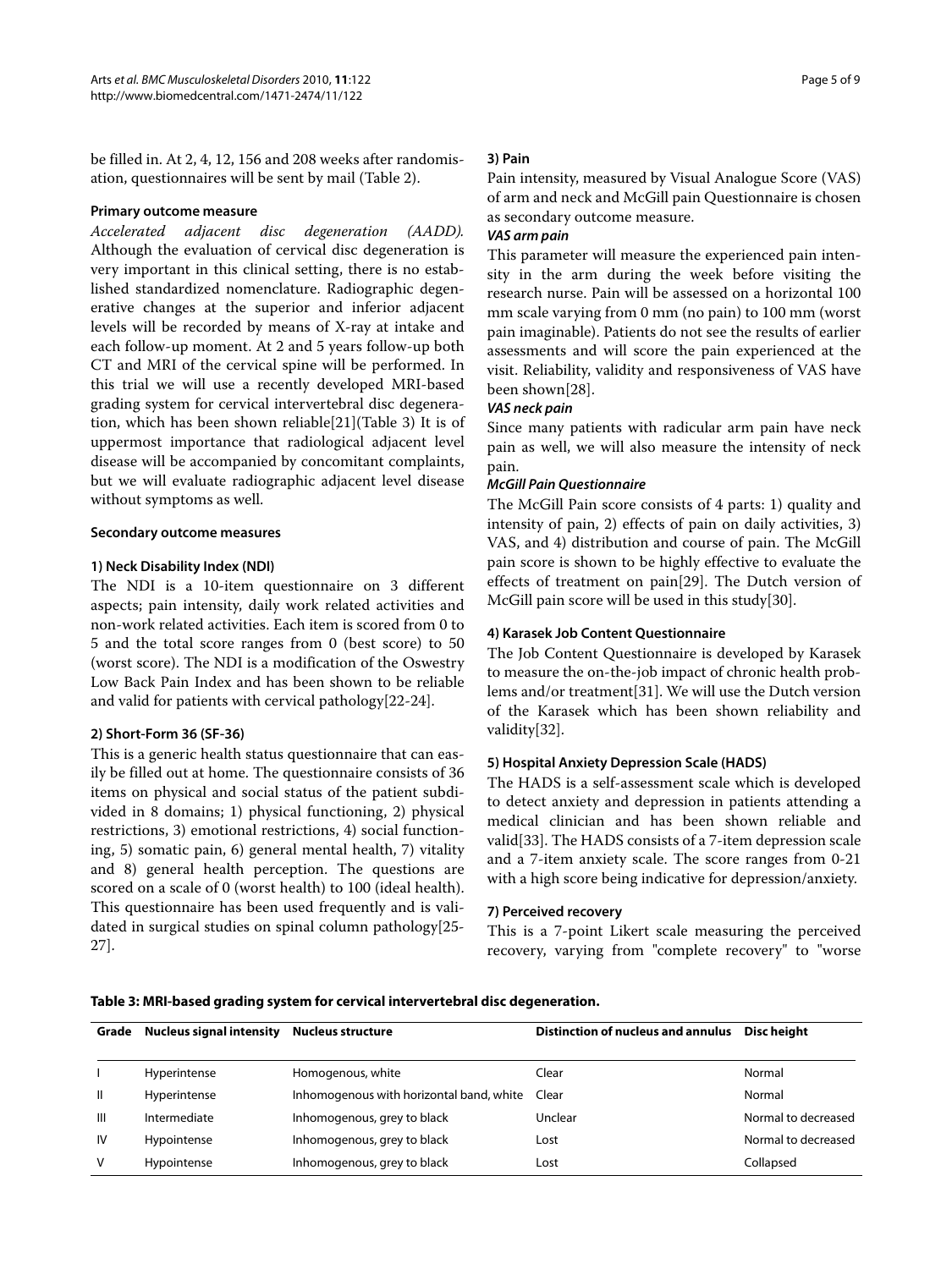be filled in. At 2, 4, 12, 156 and 208 weeks after randomisation, questionnaires will be sent by mail (Table 2).

#### Primary outcome measure

*Accelerated adjacent disc degeneration (AADD).* Although the evaluation of cervical disc degeneration is very important in this clinical setting, there is no established standardized nomenclature. Radiographic degenerative changes at the superior and inferior adjacent levels will be recorded by means of X-ray at intake and each follow-up moment. At 2 and 5 years follow-up both CT and MRI of the cervical spine will be performed. In this trial we will use a recently developed MRI-based grading system for cervical intervertebral disc degeneration, which has been shown reliable[21](Table 3) It is of uppermost importance that radiological adjacent level disease will be accompanied by concomitant complaints, but we will evaluate radiographic adjacent level disease without symptoms as well.

#### Secondary outcome measures

##### 1) Neck Disability Index (NDI)

The NDI is a 10-item questionnaire on 3 different aspects; pain intensity, daily work related activities and non-work related activities. Each item is scored from 0 to 5 and the total score ranges from 0 (best score) to 50 (worst score). The NDI is a modification of the Oswestry Low Back Pain Index and has been shown to be reliable and valid for patients with cervical pathology[22-24].

##### 2) Short-Form 36 (SF-36)

This is a generic health status questionnaire that can easily be filled out at home. The questionnaire consists of 36 items on physical and social status of the patient subdivided in 8 domains; 1) physical functioning, 2) physical restrictions, 3) emotional restrictions, 4) social functioning, 5) somatic pain, 6) general mental health, 7) vitality and 8) general health perception. The questions are scored on a scale of 0 (worst health) to 100 (ideal health). This questionnaire has been used frequently and is validated in surgical studies on spinal column pathology[25-27].

##### 3) Pain

Pain intensity, measured by Visual Analogue Score (VAS) of arm and neck and McGill pain Questionnaire is chosen as secondary outcome measure.

***VAS arm pain***

This parameter will measure the experienced pain intensity in the arm during the week before visiting the research nurse. Pain will be assessed on a horizontal 100 mm scale varying from 0 mm (no pain) to 100 mm (worst pain imaginable). Patients do not see the results of earlier assessments and will score the pain experienced at the visit. Reliability, validity and responsiveness of VAS have been shown[28].

***VAS neck pain***

Since many patients with radicular arm pain have neck pain as well, we will also measure the intensity of neck pain.

***McGill Pain Questionnaire***

The McGill Pain score consists of 4 parts: 1) quality and intensity of pain, 2) effects of pain on daily activities, 3) VAS, and 4) distribution and course of pain. The McGill pain score is shown to be highly effective to evaluate the effects of treatment on pain[29]. The Dutch version of McGill pain score will be used in this study[30].

##### 4) Karasek Job Content Questionnaire

The Job Content Questionnaire is developed by Karasek to measure the on-the-job impact of chronic health problems and/or treatment[31]. We will use the Dutch version of the Karasek which has been shown reliability and validity[32].

##### 5) Hospital Anxiety Depression Scale (HADS)

The HADS is a self-assessment scale which is developed to detect anxiety and depression in patients attending a medical clinician and has been shown reliable and valid[33]. The HADS consists of a 7-item depression scale and a 7-item anxiety scale. The score ranges from 0-21 with a high score being indicative for depression/anxiety.

##### 7) Perceived recovery

This is a 7-point Likert scale measuring the perceived recovery, varying from "complete recovery" to "worse

**Table 3: MRI-based grading system for cervical intervertebral disc degeneration.**

| Grade | Nucleus signal intensity | Nucleus structure | Distinction of nucleus and annulus | Disc height |
|---|---|---|---|---|
| I | Hyperintense | Homogenous, white | Clear | Normal |
| II | Hyperintense | Inhomogenous with horizontal band, white | Clear | Normal |
| III | Intermediate | Inhomogenous, grey to black | Unclear | Normal to decreased |
| IV | Hypointense | Inhomogenous, grey to black | Lost | Normal to decreased |
| V | Hypointense | Inhomogenous, grey to black | Lost | Collapsed |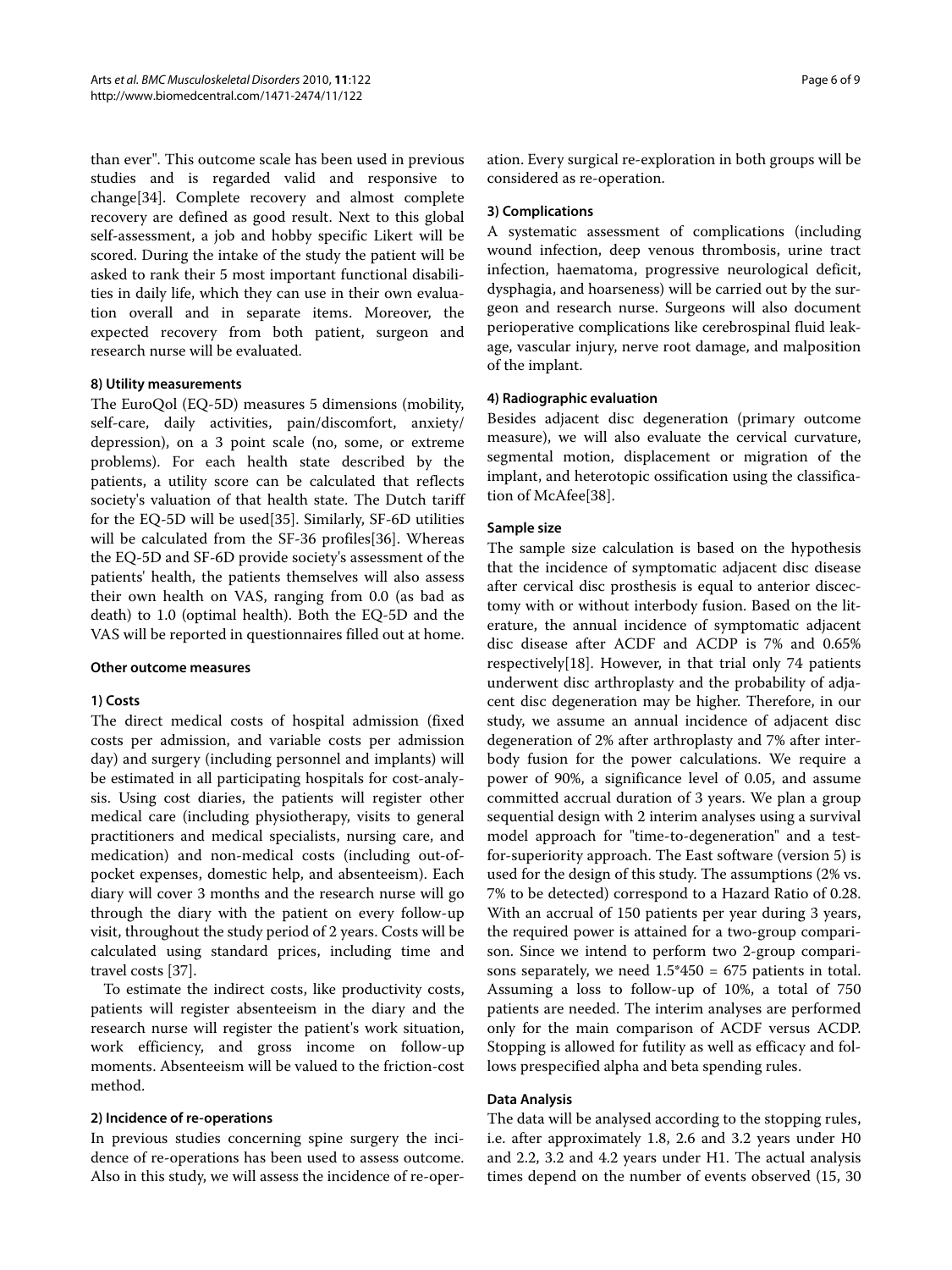than ever". This outcome scale has been used in previous studies and is regarded valid and responsive to change[34]. Complete recovery and almost complete recovery are defined as good result. Next to this global self-assessment, a job and hobby specific Likert will be scored. During the intake of the study the patient will be asked to rank their 5 most important functional disabilities in daily life, which they can use in their own evaluation overall and in separate items. Moreover, the expected recovery from both patient, surgeon and research nurse will be evaluated.

#### 8) Utility measurements

The EuroQol (EQ-5D) measures 5 dimensions (mobility, self-care, daily activities, pain/discomfort, anxiety/depression), on a 3 point scale (no, some, or extreme problems). For each health state described by the patients, a utility score can be calculated that reflects society's valuation of that health state. The Dutch tariff for the EQ-5D will be used[35]. Similarly, SF-6D utilities will be calculated from the SF-36 profiles[36]. Whereas the EQ-5D and SF-6D provide society's assessment of the patients' health, the patients themselves will also assess their own health on VAS, ranging from 0.0 (as bad as death) to 1.0 (optimal health). Both the EQ-5D and the VAS will be reported in questionnaires filled out at home.

### Other outcome measures

#### 1) Costs

The direct medical costs of hospital admission (fixed costs per admission, and variable costs per admission day) and surgery (including personnel and implants) will be estimated in all participating hospitals for cost-analysis. Using cost diaries, the patients will register other medical care (including physiotherapy, visits to general practitioners and medical specialists, nursing care, and medication) and non-medical costs (including out-of-pocket expenses, domestic help, and absenteeism). Each diary will cover 3 months and the research nurse will go through the diary with the patient on every follow-up visit, throughout the study period of 2 years. Costs will be calculated using standard prices, including time and travel costs [37].

To estimate the indirect costs, like productivity costs, patients will register absenteeism in the diary and the research nurse will register the patient's work situation, work efficiency, and gross income on follow-up moments. Absenteeism will be valued to the friction-cost method.

#### 2) Incidence of re-operations

In previous studies concerning spine surgery the incidence of re-operations has been used to assess outcome. Also in this study, we will assess the incidence of re-operation. Every surgical re-exploration in both groups will be considered as re-operation.

#### 3) Complications

A systematic assessment of complications (including wound infection, deep venous thrombosis, urine tract infection, haematoma, progressive neurological deficit, dysphagia, and hoarseness) will be carried out by the surgeon and research nurse. Surgeons will also document perioperative complications like cerebrospinal fluid leakage, vascular injury, nerve root damage, and malposition of the implant.

#### 4) Radiographic evaluation

Besides adjacent disc degeneration (primary outcome measure), we will also evaluate the cervical curvature, segmental motion, displacement or migration of the implant, and heterotopic ossification using the classification of McAfee[38].

### Sample size

The sample size calculation is based on the hypothesis that the incidence of symptomatic adjacent disc disease after cervical disc prosthesis is equal to anterior discectomy with or without interbody fusion. Based on the literature, the annual incidence of symptomatic adjacent disc disease after ACDF and ACDP is 7% and 0.65% respectively[18]. However, in that trial only 74 patients underwent disc arthroplasty and the probability of adjacent disc degeneration may be higher. Therefore, in our study, we assume an annual incidence of adjacent disc degeneration of 2% after arthroplasty and 7% after interbody fusion for the power calculations. We require a power of 90%, a significance level of 0.05, and assume committed accrual duration of 3 years. We plan a group sequential design with 2 interim analyses using a survival model approach for "time-to-degeneration" and a test-for-superiority approach. The East software (version 5) is used for the design of this study. The assumptions (2% vs. 7% to be detected) correspond to a Hazard Ratio of 0.28. With an accrual of 150 patients per year during 3 years, the required power is attained for a two-group comparison. Since we intend to perform two 2-group comparisons separately, we need 1.5*450 = 675 patients in total. Assuming a loss to follow-up of 10%, a total of 750 patients are needed. The interim analyses are performed only for the main comparison of ACDF versus ACDP. Stopping is allowed for futility as well as efficacy and follows prespecified alpha and beta spending rules.

### Data Analysis

The data will be analysed according to the stopping rules, i.e. after approximately 1.8, 2.6 and 3.2 years under H0 and 2.2, 3.2 and 4.2 years under H1. The actual analysis times depend on the number of events observed (15, 30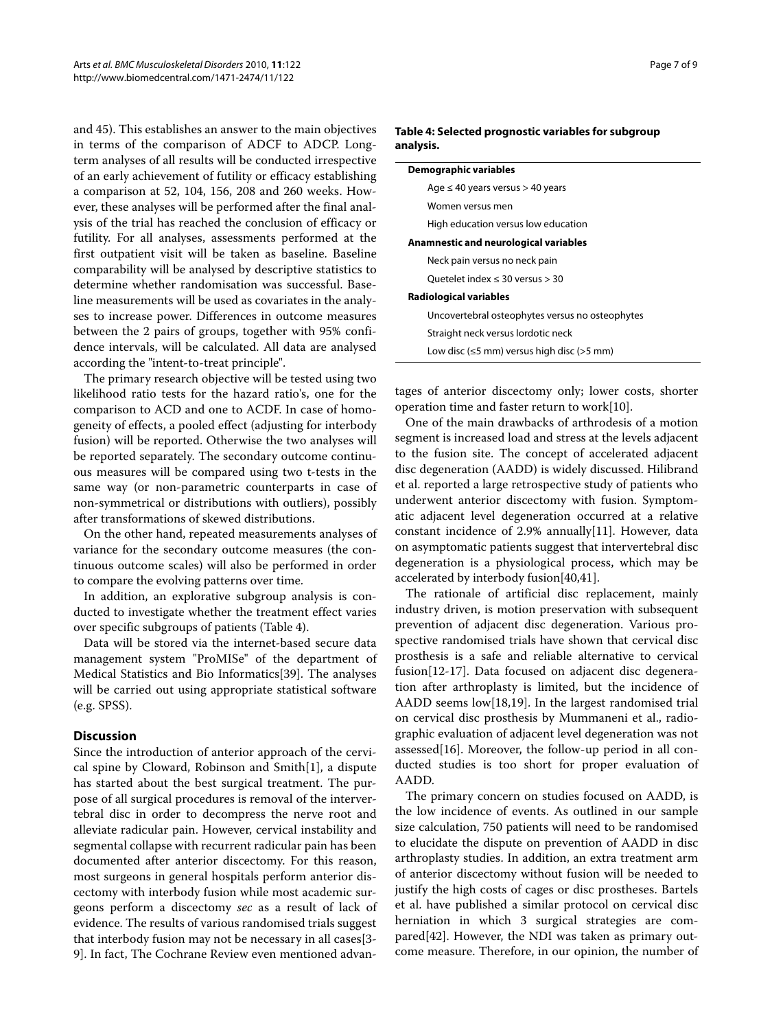and 45). This establishes an answer to the main objectives in terms of the comparison of ADCF to ADCP. Long-term analyses of all results will be conducted irrespective of an early achievement of futility or efficacy establishing a comparison at 52, 104, 156, 208 and 260 weeks. However, these analyses will be performed after the final analysis of the trial has reached the conclusion of efficacy or futility. For all analyses, assessments performed at the first outpatient visit will be taken as baseline. Baseline comparability will be analysed by descriptive statistics to determine whether randomisation was successful. Baseline measurements will be used as covariates in the analyses to increase power. Differences in outcome measures between the 2 pairs of groups, together with 95% confidence intervals, will be calculated. All data are analysed according the "intent-to-treat principle".

The primary research objective will be tested using two likelihood ratio tests for the hazard ratio's, one for the comparison to ACD and one to ACDF. In case of homogeneity of effects, a pooled effect (adjusting for interbody fusion) will be reported. Otherwise the two analyses will be reported separately. The secondary outcome continuous measures will be compared using two t-tests in the same way (or non-parametric counterparts in case of non-symmetrical or distributions with outliers), possibly after transformations of skewed distributions.

On the other hand, repeated measurements analyses of variance for the secondary outcome measures (the continuous outcome scales) will also be performed in order to compare the evolving patterns over time.

In addition, an explorative subgroup analysis is conducted to investigate whether the treatment effect varies over specific subgroups of patients (Table 4).

Data will be stored via the internet-based secure data management system "ProMISe" of the department of Medical Statistics and Bio Informatics[39]. The analyses will be carried out using appropriate statistical software (e.g. SPSS).

**Table 4: Selected prognostic variables for subgroup analysis.**

| |
|---|
| **Demographic variables** |
| Age ≤ 40 years versus > 40 years |
| Women versus men |
| High education versus low education |
| **Anamnestic and neurological variables** |
| Neck pain versus no neck pain |
| Quetelet index ≤ 30 versus > 30 |
| **Radiological variables** |
| Uncovertebral osteophytes versus no osteophytes |
| Straight neck versus lordotic neck |
| Low disc (≤5 mm) versus high disc (>5 mm) |

## Discussion

Since the introduction of anterior approach of the cervical spine by Cloward, Robinson and Smith[1], a dispute has started about the best surgical treatment. The purpose of all surgical procedures is removal of the intervertebral disc in order to decompress the nerve root and alleviate radicular pain. However, cervical instability and segmental collapse with recurrent radicular pain has been documented after anterior discectomy. For this reason, most surgeons in general hospitals perform anterior discectomy with interbody fusion while most academic surgeons perform a discectomy *sec* as a result of lack of evidence. The results of various randomised trials suggest that interbody fusion may not be necessary in all cases[3-9]. In fact, The Cochrane Review even mentioned advantages of anterior discectomy only; lower costs, shorter operation time and faster return to work[10].

One of the main drawbacks of arthrodesis of a motion segment is increased load and stress at the levels adjacent to the fusion site. The concept of accelerated adjacent disc degeneration (AADD) is widely discussed. Hilibrand et al. reported a large retrospective study of patients who underwent anterior discectomy with fusion. Symptomatic adjacent level degeneration occurred at a relative constant incidence of 2.9% annually[11]. However, data on asymptomatic patients suggest that intervertebral disc degeneration is a physiological process, which may be accelerated by interbody fusion[40,41].

The rationale of artificial disc replacement, mainly industry driven, is motion preservation with subsequent prevention of adjacent disc degeneration. Various prospective randomised trials have shown that cervical disc prosthesis is a safe and reliable alternative to cervical fusion[12-17]. Data focused on adjacent disc degeneration after arthroplasty is limited, but the incidence of AADD seems low[18,19]. In the largest randomised trial on cervical disc prosthesis by Mummaneni et al., radiographic evaluation of adjacent level degeneration was not assessed[16]. Moreover, the follow-up period in all conducted studies is too short for proper evaluation of AADD.

The primary concern on studies focused on AADD, is the low incidence of events. As outlined in our sample size calculation, 750 patients will need to be randomised to elucidate the dispute on prevention of AADD in disc arthroplasty studies. In addition, an extra treatment arm of anterior discectomy without fusion will be needed to justify the high costs of cages or disc prostheses. Bartels et al. have published a similar protocol on cervical disc herniation in which 3 surgical strategies are compared[42]. However, the NDI was taken as primary outcome measure. Therefore, in our opinion, the number of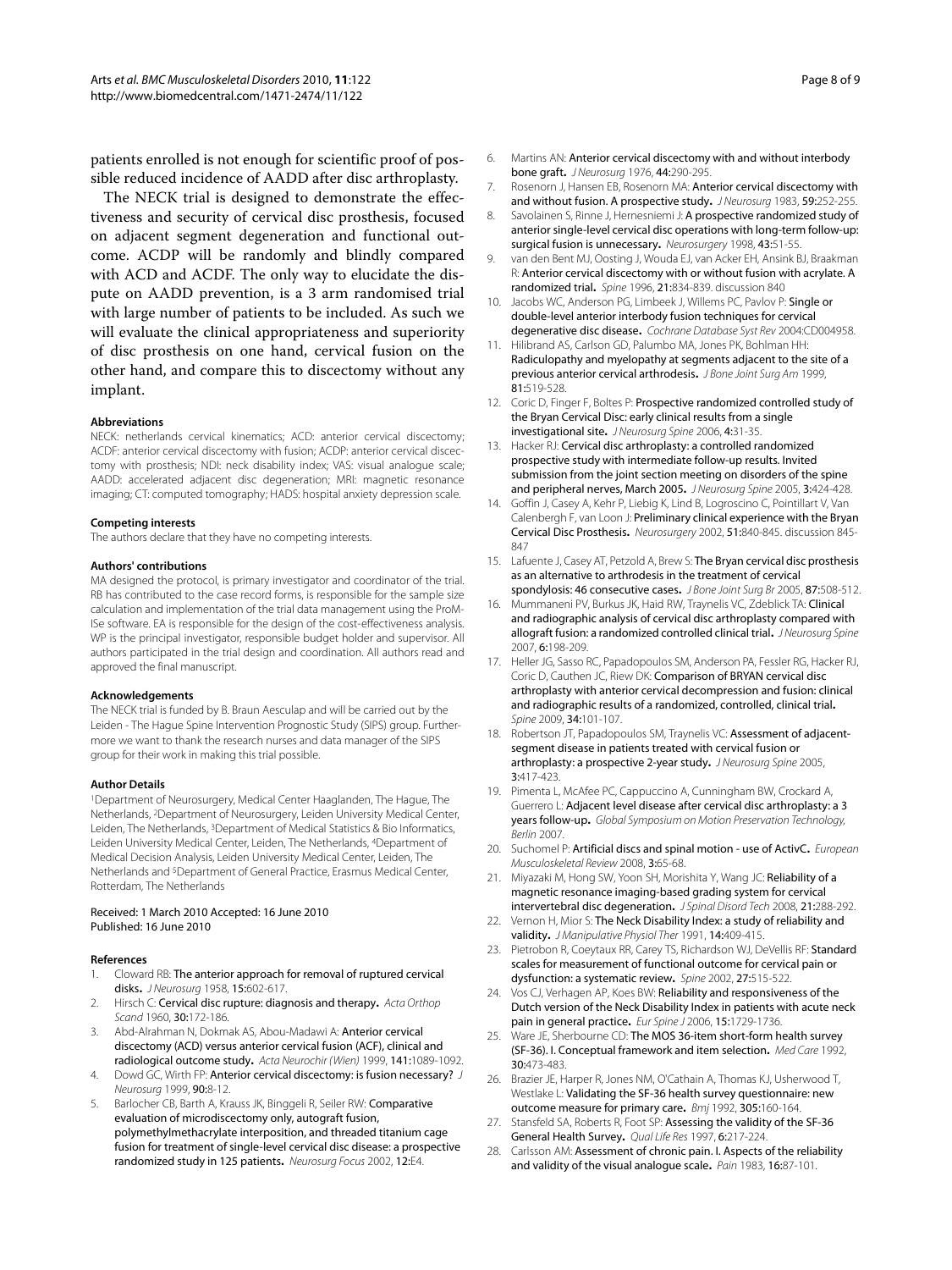patients enrolled is not enough for scientific proof of possible reduced incidence of AADD after disc arthroplasty.

The NECK trial is designed to demonstrate the effectiveness and security of cervical disc prosthesis, focused on adjacent segment degeneration and functional outcome. ACDP will be randomly and blindly compared with ACD and ACDF. The only way to elucidate the dispute on AADD prevention, is a 3 arm randomised trial with large number of patients to be included. As such we will evaluate the clinical appropriateness and superiority of disc prosthesis on one hand, cervical fusion on the other hand, and compare this to discectomy without any implant.

#### Abbreviations

NECK: netherlands cervical kinematics; ACD: anterior cervical discectomy; ACDF: anterior cervical discectomy with fusion; ACDP: anterior cervical discectomy with prosthesis; NDI: neck disability index; VAS: visual analogue scale; AADD: accelerated adjacent disc degeneration; MRI: magnetic resonance imaging; CT: computed tomography; HADS: hospital anxiety depression scale.

#### Competing interests

The authors declare that they have no competing interests.

#### Authors' contributions

MA designed the protocol, is primary investigator and coordinator of the trial. RB has contributed to the case record forms, is responsible for the sample size calculation and implementation of the trial data management using the ProMISe software. EA is responsible for the design of the cost-effectiveness analysis. WP is the principal investigator, responsible budget holder and supervisor. All authors participated in the trial design and coordination. All authors read and approved the final manuscript.

#### Acknowledgements

The NECK trial is funded by B. Braun Aesculap and will be carried out by the Leiden - The Hague Spine Intervention Prognostic Study (SIPS) group. Furthermore we want to thank the research nurses and data manager of the SIPS group for their work in making this trial possible.

#### Author Details

[1]Department of Neurosurgery, Medical Center Haaglanden, The Hague, The Netherlands, [2]Department of Neurosurgery, Leiden University Medical Center, Leiden, The Netherlands, [3]Department of Medical Statistics & Bio Informatics, Leiden University Medical Center, Leiden, The Netherlands, [4]Department of Medical Decision Analysis, Leiden University Medical Center, Leiden, The Netherlands and [5]Department of General Practice, Erasmus Medical Center, Rotterdam, The Netherlands

Received: 1 March 2010 Accepted: 16 June 2010
Published: 16 June 2010

#### References

1. Cloward RB: **The anterior approach for removal of ruptured cervical disks.** *J Neurosurg* 1958, **15**:602-617.
2. Hirsch C: **Cervical disc rupture: diagnosis and therapy.** *Acta Orthop Scand* 1960, **30**:172-186.
3. Abd-Alrahman N, Dokmak AS, Abou-Madawi A: **Anterior cervical discectomy (ACD) versus anterior cervical fusion (ACF), clinical and radiological outcome study.** *Acta Neurochir (Wien)* 1999, **141**:1089-1092.
4. Dowd GC, Wirth FP: **Anterior cervical discectomy: is fusion necessary?** *J Neurosurg* 1999, **90**:8-12.
5. Barlocher CB, Barth A, Krauss JK, Binggeli R, Seiler RW: **Comparative evaluation of microdiscectomy only, autograft fusion, polymethylmethacrylate interposition, and threaded titanium cage fusion for treatment of single-level cervical disc disease: a prospective randomized study in 125 patients.** *Neurosurg Focus* 2002, **12**:E4.
6. Martins AN: **Anterior cervical discectomy with and without interbody bone graft.** *J Neurosurg* 1976, **44**:290-295.
7. Rosenorn J, Hansen EB, Rosenorn MA: **Anterior cervical discectomy with and without fusion. A prospective study.** *J Neurosurg* 1983, **59**:252-255.
8. Savolainen S, Rinne J, Hernesniemi J: **A prospective randomized study of anterior single-level cervical disc operations with long-term follow-up: surgical fusion is unnecessary.** *Neurosurgery* 1998, **43**:51-55.
9. van den Bent MJ, Oosting J, Wouda EJ, van Acker EH, Ansink BJ, Braakman R: **Anterior cervical discectomy with or without fusion with acrylate. A randomized trial.** *Spine* 1996, **21**:834-839. discussion 840
10. Jacobs WC, Anderson PG, Limbeek J, Willems PC, Pavlov P: **Single or double-level anterior interbody fusion techniques for cervical degenerative disc disease.** *Cochrane Database Syst Rev* 2004:CD004958.
11. Hilibrand AS, Carlson GD, Palumbo MA, Jones PK, Bohlman HH: **Radiculopathy and myelopathy at segments adjacent to the site of a previous anterior cervical arthrodesis.** *J Bone Joint Surg Am* 1999, **81**:519-528.
12. Coric D, Finger F, Boltes P: **Prospective randomized controlled study of the Bryan Cervical Disc: early clinical results from a single investigational site.** *J Neurosurg Spine* 2006, **4**:31-35.
13. Hacker RJ: **Cervical disc arthroplasty: a controlled randomized prospective study with intermediate follow-up results. Invited submission from the joint section meeting on disorders of the spine and peripheral nerves, March 2005.** *J Neurosurg Spine* 2005, **3**:424-428.
14. Goffin J, Casey A, Kehr P, Liebig K, Lind B, Logroscino C, Pointillart V, Van Calenbergh F, van Loon J: **Preliminary clinical experience with the Bryan Cervical Disc Prosthesis.** *Neurosurgery* 2002, **51**:840-845. discussion 845-847
15. Lafuente J, Casey AT, Petzold A, Brew S: **The Bryan cervical disc prosthesis as an alternative to arthrodesis in the treatment of cervical spondylosis: 46 consecutive cases.** *J Bone Joint Surg Br* 2005, **87**:508-512.
16. Mummaneni PV, Burkus JK, Haid RW, Traynelis VC, Zdeblick TA: **Clinical and radiographic analysis of cervical disc arthroplasty compared with allograft fusion: a randomized controlled clinical trial.** *J Neurosurg Spine* 2007, **6**:198-209.
17. Heller JG, Sasso RC, Papadopoulos SM, Anderson PA, Fessler RG, Hacker RJ, Coric D, Cauthen JC, Riew DK: **Comparison of BRYAN cervical disc arthroplasty with anterior cervical decompression and fusion: clinical and radiographic results of a randomized, controlled, clinical trial.** *Spine* 2009, **34**:101-107.
18. Robertson JT, Papadopoulos SM, Traynelis VC: **Assessment of adjacent-segment disease in patients treated with cervical fusion or arthroplasty: a prospective 2-year study.** *J Neurosurg Spine* 2005, **3**:417-423.
19. Pimenta L, McAfee PC, Cappuccino A, Cunningham BW, Crockard A, Guerrero L: **Adjacent level disease after cervical disc arthroplasty: a 3 years follow-up.** *Global Symposium on Motion Preservation Technology, Berlin* 2007.
20. Suchomel P: **Artificial discs and spinal motion - use of ActivC.** *European Musculoskeletal Review* 2008, **3**:65-68.
21. Miyazaki M, Hong SW, Yoon SH, Morishita Y, Wang JC: **Reliability of a magnetic resonance imaging-based grading system for cervical intervertebral disc degeneration.** *J Spinal Disord Tech* 2008, **21**:288-292.
22. Vernon H, Mior S: **The Neck Disability Index: a study of reliability and validity.** *J Manipulative Physiol Ther* 1991, **14**:409-415.
23. Pietrobon R, Coeytaux RR, Carey TS, Richardson WJ, DeVellis RF: **Standard scales for measurement of functional outcome for cervical pain or dysfunction: a systematic review.** *Spine* 2002, **27**:515-522.
24. Vos CJ, Verhagen AP, Koes BW: **Reliability and responsiveness of the Dutch version of the Neck Disability Index in patients with acute neck pain in general practice.** *Eur Spine J* 2006, **15**:1729-1736.
25. Ware JE, Sherbourne CD: **The MOS 36-item short-form health survey (SF-36). I. Conceptual framework and item selection.** *Med Care* 1992, **30**:473-483.
26. Brazier JE, Harper R, Jones NM, O'Cathain A, Thomas KJ, Usherwood T, Westlake L: **Validating the SF-36 health survey questionnaire: new outcome measure for primary care.** *Bmj* 1992, **305**:160-164.
27. Stansfeld SA, Roberts R, Foot SP: **Assessing the validity of the SF-36 General Health Survey.** *Qual Life Res* 1997, **6**:217-224.
28. Carlsson AM: **Assessment of chronic pain. I. Aspects of the reliability and validity of the visual analogue scale.** *Pain* 1983, **16**:87-101.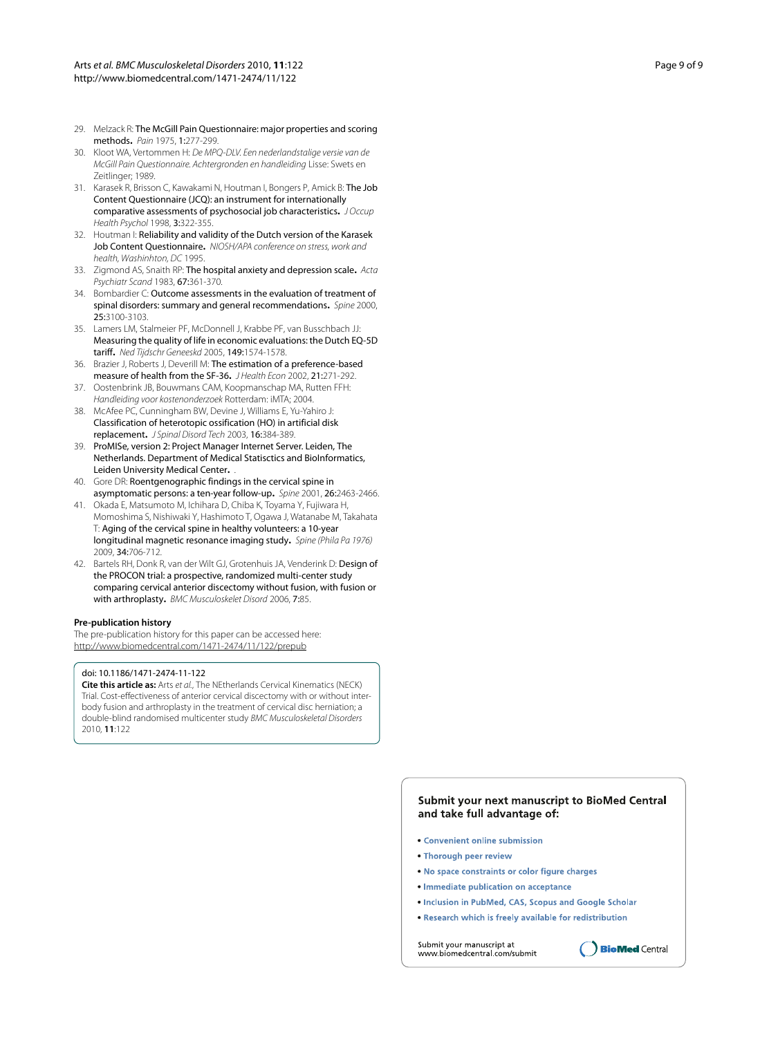29. Melzack R: **The McGill Pain Questionnaire: major properties and scoring methods.** *Pain* 1975, **1**:277-299.
30. Kloot WA, Vertommen H: *De MPQ-DLV. Een nederlandstalige versie van de McGill Pain Questionnaire. Achtergronden en handleiding* Lisse: Swets en Zeitlinger; 1989.
31. Karasek R, Brisson C, Kawakami N, Houtman I, Bongers P, Amick B: **The Job Content Questionnaire (JCQ): an instrument for internationally comparative assessments of psychosocial job characteristics.** *J Occup Health Psychol* 1998, **3**:322-355.
32. Houtman I: **Reliability and validity of the Dutch version of the Karasek Job Content Questionnaire.** *NIOSH/APA conference on stress, work and health, Washinhton, DC* 1995.
33. Zigmond AS, Snaith RP: **The hospital anxiety and depression scale.** *Acta Psychiatr Scand* 1983, **67**:361-370.
34. Bombardier C: **Outcome assessments in the evaluation of treatment of spinal disorders: summary and general recommendations.** *Spine* 2000, **25**:3100-3103.
35. Lamers LM, Stalmeier PF, McDonnell J, Krabbe PF, van Busschbach JJ: **Measuring the quality of life in economic evaluations: the Dutch EQ-5D tariff.** *Ned Tijdschr Geneeskd* 2005, **149**:1574-1578.
36. Brazier J, Roberts J, Deverill M: **The estimation of a preference-based measure of health from the SF-36.** *J Health Econ* 2002, **21**:271-292.
37. Oostenbrink JB, Bouwmans CAM, Koopmanschap MA, Rutten FFH: *Handleiding voor kostenonderzoek* Rotterdam: iMTA; 2004.
38. McAfee PC, Cunningham BW, Devine J, Williams E, Yu-Yahiro J: **Classification of heterotopic ossification (HO) in artificial disk replacement.** *J Spinal Disord Tech* 2003, **16**:384-389.
39. **ProMISe, version 2: Project Manager Internet Server. Leiden, The Netherlands. Department of Medical Statisctics and BioInformatics, Leiden University Medical Center.** .
40. Gore DR: **Roentgenographic findings in the cervical spine in asymptomatic persons: a ten-year follow-up.** *Spine* 2001, **26**:2463-2466.
41. Okada E, Matsumoto M, Ichihara D, Chiba K, Toyama Y, Fujiwara H, Momoshima S, Nishiwaki Y, Hashimoto T, Ogawa J, Watanabe M, Takahata T: **Aging of the cervical spine in healthy volunteers: a 10-year longitudinal magnetic resonance imaging study.** *Spine (Phila Pa 1976)* 2009, **34**:706-712.
42. Bartels RH, Donk R, van der Wilt GJ, Grotenhuis JA, Venderink D: **Design of the PROCON trial: a prospective, randomized multi-center study comparing cervical anterior discectomy without fusion, with fusion or with arthroplasty.** *BMC Musculoskelet Disord* 2006, **7**:85.

### Pre-publication history

The pre-publication history for this paper can be accessed here:
http://www.biomedcentral.com/1471-2474/11/122/prepub

doi: 10.1186/1471-2474-11-122

**Cite this article as:** Arts *et al.*, The NEtherlands Cervical Kinematics (NECK) Trial. Cost-effectiveness of anterior cervical discectomy with or without interbody fusion and arthroplasty in the treatment of cervical disc herniation; a double-blind randomised multicenter study *BMC Musculoskeletal Disorders* 2010, **11**:122

**Submit your next manuscript to BioMed Central and take full advantage of:**

- Convenient online submission
- Thorough peer review
- No space constraints or color figure charges
- Immediate publication on acceptance
- Inclusion in PubMed, CAS, Scopus and Google Scholar
- Research which is freely available for redistribution

Submit your manuscript at
www.biomedcentral.com/submit

BioMed Central